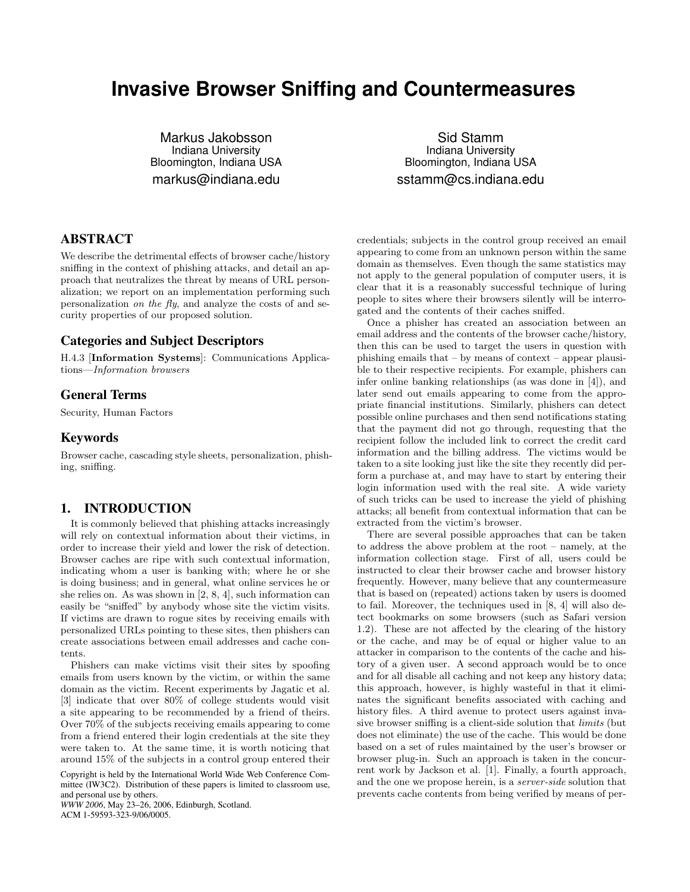# Invasive Browser Sniffing and Countermeasures

Markus Jakobsson
Indiana University
Bloomington, Indiana USA
markus@indiana.edu

Sid Stamm
Indiana University
Bloomington, Indiana USA
sstamm@cs.indiana.edu

## ABSTRACT

We describe the detrimental effects of browser cache/history sniffing in the context of phishing attacks, and detail an approach that neutralizes the threat by means of URL personalization; we report on an implementation performing such personalization *on the fly*, and analyze the costs of and security properties of our proposed solution.

## Categories and Subject Descriptors

H.4.3 [**Information Systems**]: Communications Applications—*Information browsers*

## General Terms

Security, Human Factors

## Keywords

Browser cache, cascading style sheets, personalization, phishing, sniffing.

## 1. INTRODUCTION

It is commonly believed that phishing attacks increasingly will rely on contextual information about their victims, in order to increase their yield and lower the risk of detection. Browser caches are ripe with such contextual information, indicating whom a user is banking with; where he or she is doing business; and in general, what online services he or she relies on. As was shown in [2, 8, 4], such information can easily be "sniffed" by anybody whose site the victim visits. If victims are drawn to rogue sites by receiving emails with personalized URLs pointing to these sites, then phishers can create associations between email addresses and cache contents.

Phishers can make victims visit their sites by spoofing emails from users known by the victim, or within the same domain as the victim. Recent experiments by Jagatic et al. [3] indicate that over 80% of college students would visit a site appearing to be recommended by a friend of theirs. Over 70% of the subjects receiving emails appearing to come from a friend entered their login credentials at the site they were taken to. At the same time, it is worth noticing that around 15% of the subjects in a control group entered their credentials; subjects in the control group received an email appearing to come from an unknown person within the same domain as themselves. Even though the same statistics may not apply to the general population of computer users, it is clear that it is a reasonably successful technique of luring people to sites where their browsers silently will be interrogated and the contents of their caches sniffed.

Once a phisher has created an association between an email address and the contents of the browser cache/history, then this can be used to target the users in question with phishing emails that – by means of context – appear plausible to their respective recipients. For example, phishers can infer online banking relationships (as was done in [4]), and later send out emails appearing to come from the appropriate financial institutions. Similarly, phishers can detect possible online purchases and then send notifications stating that the payment did not go through, requesting that the recipient follow the included link to correct the credit card information and the billing address. The victims would be taken to a site looking just like the site they recently did perform a purchase at, and may have to start by entering their login information used with the real site. A wide variety of such tricks can be used to increase the yield of phishing attacks; all benefit from contextual information that can be extracted from the victim's browser.

There are several possible approaches that can be taken to address the above problem at the root – namely, at the information collection stage. First of all, users could be instructed to clear their browser cache and browser history frequently. However, many believe that any countermeasure that is based on (repeated) actions taken by users is doomed to fail. Moreover, the techniques used in [8, 4] will also detect bookmarks on some browsers (such as Safari version 1.2). These are not affected by the clearing of the history or the cache, and may be of equal or higher value to an attacker in comparison to the contents of the cache and history of a given user. A second approach would be to once and for all disable all caching and not keep any history data; this approach, however, is highly wasteful in that it eliminates the significant benefits associated with caching and history files. A third avenue to protect users against invasive browser sniffing is a client-side solution that *limits* (but does not eliminate) the use of the cache. This would be done based on a set of rules maintained by the user's browser or browser plug-in. Such an approach is taken in the concurrent work by Jackson et al. [1]. Finally, a fourth approach, and the one we propose herein, is a *server-side* solution that prevents cache contents from being verified by means of per-

Copyright is held by the International World Wide Web Conference Committee (IW3C2). Distribution of these papers is limited to classroom use, and personal use by others.
*WWW 2006*, May 23–26, 2006, Edinburgh, Scotland.
ACM 1-59593-323-9/06/0005.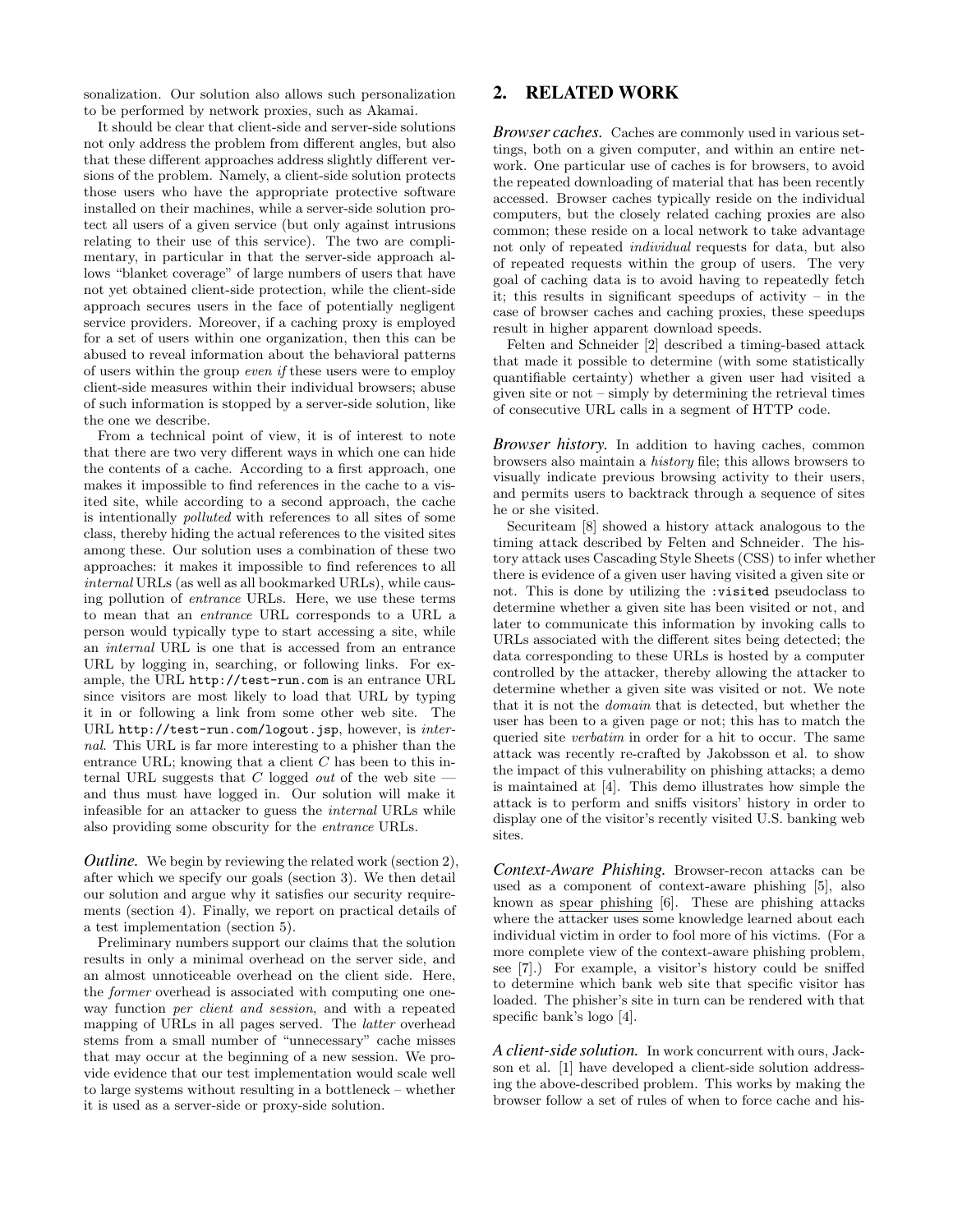sonalization. Our solution also allows such personalization to be performed by network proxies, such as Akamai.

It should be clear that client-side and server-side solutions not only address the problem from different angles, but also that these different approaches address slightly different versions of the problem. Namely, a client-side solution protects those users who have the appropriate protective software installed on their machines, while a server-side solution protect all users of a given service (but only against intrusions relating to their use of this service). The two are complimentary, in particular in that the server-side approach allows "blanket coverage" of large numbers of users that have not yet obtained client-side protection, while the client-side approach secures users in the face of potentially negligent service providers. Moreover, if a caching proxy is employed for a set of users within one organization, then this can be abused to reveal information about the behavioral patterns of users within the group *even if* these users were to employ client-side measures within their individual browsers; abuse of such information is stopped by a server-side solution, like the one we describe.

From a technical point of view, it is of interest to note that there are two very different ways in which one can hide the contents of a cache. According to a first approach, one makes it impossible to find references in the cache to a visited site, while according to a second approach, the cache is intentionally *polluted* with references to all sites of some class, thereby hiding the actual references to the visited sites among these. Our solution uses a combination of these two approaches: it makes it impossible to find references to all *internal* URLs (as well as all bookmarked URLs), while causing pollution of *entrance* URLs. Here, we use these terms to mean that an *entrance* URL corresponds to a URL a person would typically type to start accessing a site, while an *internal* URL is one that is accessed from an entrance URL by logging in, searching, or following links. For example, the URL `http://test-run.com` is an entrance URL since visitors are most likely to load that URL by typing it in or following a link from some other web site. The URL `http://test-run.com/logout.jsp`, however, is *internal*. This URL is far more interesting to a phisher than the entrance URL; knowing that a client $C$ has been to this internal URL suggests that $C$ logged *out* of the web site — and thus must have logged in. Our solution will make it infeasible for an attacker to guess the *internal* URLs while also providing some obscurity for the *entrance* URLs.

***Outline.*** We begin by reviewing the related work (section 2), after which we specify our goals (section 3). We then detail our solution and argue why it satisfies our security requirements (section 4). Finally, we report on practical details of a test implementation (section 5).

Preliminary numbers support our claims that the solution results in only a minimal overhead on the server side, and an almost unnoticeable overhead on the client side. Here, the *former* overhead is associated with computing one one-way function *per client and session*, and with a repeated mapping of URLs in all pages served. The *latter* overhead stems from a small number of "unnecessary" cache misses that may occur at the beginning of a new session. We provide evidence that our test implementation would scale well to large systems without resulting in a bottleneck – whether it is used as a server-side or proxy-side solution.

## 2. RELATED WORK

***Browser caches.*** Caches are commonly used in various settings, both on a given computer, and within an entire network. One particular use of caches is for browsers, to avoid the repeated downloading of material that has been recently accessed. Browser caches typically reside on the individual computers, but the closely related caching proxies are also common; these reside on a local network to take advantage not only of repeated *individual* requests for data, but also of repeated requests within the group of users. The very goal of caching data is to avoid having to repeatedly fetch it; this results in significant speedups of activity – in the case of browser caches and caching proxies, these speedups result in higher apparent download speeds.

Felten and Schneider [2] described a timing-based attack that made it possible to determine (with some statistically quantifiable certainty) whether a given user had visited a given site or not – simply by determining the retrieval times of consecutive URL calls in a segment of HTTP code.

***Browser history.*** In addition to having caches, common browsers also maintain a *history* file; this allows browsers to visually indicate previous browsing activity to their users, and permits users to backtrack through a sequence of sites he or she visited.

Securiteam [8] showed a history attack analogous to the timing attack described by Felten and Schneider. The history attack uses Cascading Style Sheets (CSS) to infer whether there is evidence of a given user having visited a given site or not. This is done by utilizing the `:visited` pseudoclass to determine whether a given site has been visited or not, and later to communicate this information by invoking calls to URLs associated with the different sites being detected; the data corresponding to these URLs is hosted by a computer controlled by the attacker, thereby allowing the attacker to determine whether a given site was visited or not. We note that it is not the *domain* that is detected, but whether the user has been to a given page or not; this has to match the queried site *verbatim* in order for a hit to occur. The same attack was recently re-crafted by Jakobsson et al. to show the impact of this vulnerability on phishing attacks; a demo is maintained at [4]. This demo illustrates how simple the attack is to perform and sniffs visitors' history in order to display one of the visitor's recently visited U.S. banking web sites.

***Context-Aware Phishing.*** Browser-recon attacks can be used as a component of context-aware phishing [5], also known as spear phishing [6]. These are phishing attacks where the attacker uses some knowledge learned about each individual victim in order to fool more of his victims. (For a more complete view of the context-aware phishing problem, see [7].) For example, a visitor's history could be sniffed to determine which bank web site that specific visitor has loaded. The phisher's site in turn can be rendered with that specific bank's logo [4].

***A client-side solution.*** In work concurrent with ours, Jackson et al. [1] have developed a client-side solution addressing the above-described problem. This works by making the browser follow a set of rules of when to force cache and his-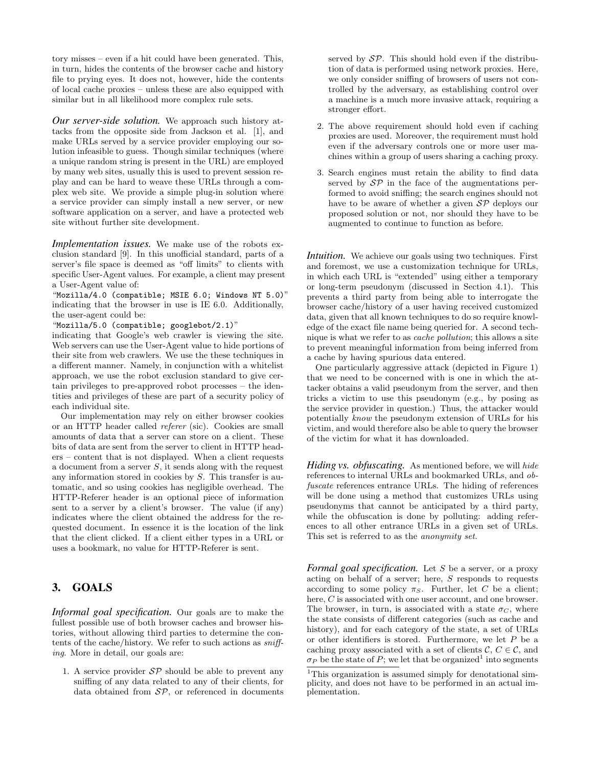tory misses – even if a hit could have been generated. This, in turn, hides the contents of the browser cache and history file to prying eyes. It does not, however, hide the contents of local cache proxies – unless these are also equipped with similar but in all likelihood more complex rule sets.

***Our server-side solution.*** We approach such history attacks from the opposite side from Jackson et al. [1], and make URLs served by a service provider employing our solution infeasible to guess. Though similar techniques (where a unique random string is present in the URL) are employed by many web sites, usually this is used to prevent session replay and can be hard to weave these URLs through a complex web site. We provide a simple plug-in solution where a service provider can simply install a new server, or new software application on a server, and have a protected web site without further site development.

***Implementation issues.*** We make use of the robots exclusion standard [9]. In this unofficial standard, parts of a server's file space is deemed as "off limits" to clients with specific User-Agent values. For example, a client may present a User-Agent value of:
"`Mozilla/4.0 (compatible; MSIE 6.0; Windows NT 5.0)`" indicating that the browser in use is IE 6.0. Additionally, the user-agent could be:
"`Mozilla/5.0 (compatible; googlebot/2.1)`"
indicating that Google's web crawler is viewing the site. Web servers can use the User-Agent value to hide portions of their site from web crawlers. We use the these techniques in a different manner. Namely, in conjunction with a whitelist approach, we use the robot exclusion standard to give certain privileges to pre-approved robot processes – the identities and privileges of these are part of a security policy of each individual site.

Our implementation may rely on either browser cookies or an HTTP header called *referer* (sic). Cookies are small amounts of data that a server can store on a client. These bits of data are sent from the server to client in HTTP headers – content that is not displayed. When a client requests a document from a server $S$, it sends along with the request any information stored in cookies by $S$. This transfer is automatic, and so using cookies has negligible overhead. The HTTP-Referer header is an optional piece of information sent to a server by a client's browser. The value (if any) indicates where the client obtained the address for the requested document. In essence it is the location of the link that the client clicked. If a client either types in a URL or uses a bookmark, no value for HTTP-Referer is sent.

## 3. GOALS

***Informal goal specification.*** Our goals are to make the fullest possible use of both browser caches and browser histories, without allowing third parties to determine the contents of the cache/history. We refer to such actions as *sniffing*. More in detail, our goals are:

1. A service provider $\mathcal{SP}$ should be able to prevent any sniffing of any data related to any of their clients, for data obtained from $\mathcal{SP}$, or referenced in documents served by $\mathcal{SP}$. This should hold even if the distribution of data is performed using network proxies. Here, we only consider sniffing of browsers of users not controlled by the adversary, as establishing control over a machine is a much more invasive attack, requiring a stronger effort.
2. The above requirement should hold even if caching proxies are used. Moreover, the requirement must hold even if the adversary controls one or more user machines within a group of users sharing a caching proxy.
3. Search engines must retain the ability to find data served by $\mathcal{SP}$ in the face of the augmentations performed to avoid sniffing; the search engines should not have to be aware of whether a given $\mathcal{SP}$ deploys our proposed solution or not, nor should they have to be augmented to continue to function as before.

***Intuition.*** We achieve our goals using two techniques. First and foremost, we use a customization technique for URLs, in which each URL is "extended" using either a temporary or long-term pseudonym (discussed in Section 4.1). This prevents a third party from being able to interrogate the browser cache/history of a user having received customized data, given that all known techniques to do so require knowledge of the exact file name being queried for. A second technique is what we refer to as *cache pollution*; this allows a site to prevent meaningful information from being inferred from a cache by having spurious data entered.

One particularly aggressive attack (depicted in Figure 1) that we need to be concerned with is one in which the attacker obtains a valid pseudonym from the server, and then tricks a victim to use this pseudonym (e.g., by posing as the service provider in question.) Thus, the attacker would potentially *know* the pseudonym extension of URLs for his victim, and would therefore also be able to query the browser of the victim for what it has downloaded.

***Hiding vs. obfuscating.*** As mentioned before, we will *hide* references to internal URLs and bookmarked URLs, and *obfuscate* references entrance URLs. The hiding of references will be done using a method that customizes URLs using pseudonyms that cannot be anticipated by a third party, while the obfuscation is done by polluting: adding references to all other entrance URLs in a given set of URLs. This set is referred to as the *anonymity set*.

***Formal goal specification.*** Let $S$ be a server, or a proxy acting on behalf of a server; here, $S$ responds to requests according to some policy $\pi_S$. Further, let $C$ be a client; here, $C$ is associated with one user account, and one browser. The browser, in turn, is associated with a state $\sigma_C$, where the state consists of different categories (such as cache and history), and for each category of the state, a set of URLs or other identifiers is stored. Furthermore, we let $P$ be a caching proxy associated with a set of clients $\mathcal{C}$, $C \in \mathcal{C}$, and $\sigma_P$ be the state of $P$; we let that be organized[1] into segments

[1] This organization is assumed simply for denotational simplicity, and does not have to be performed in an actual implementation.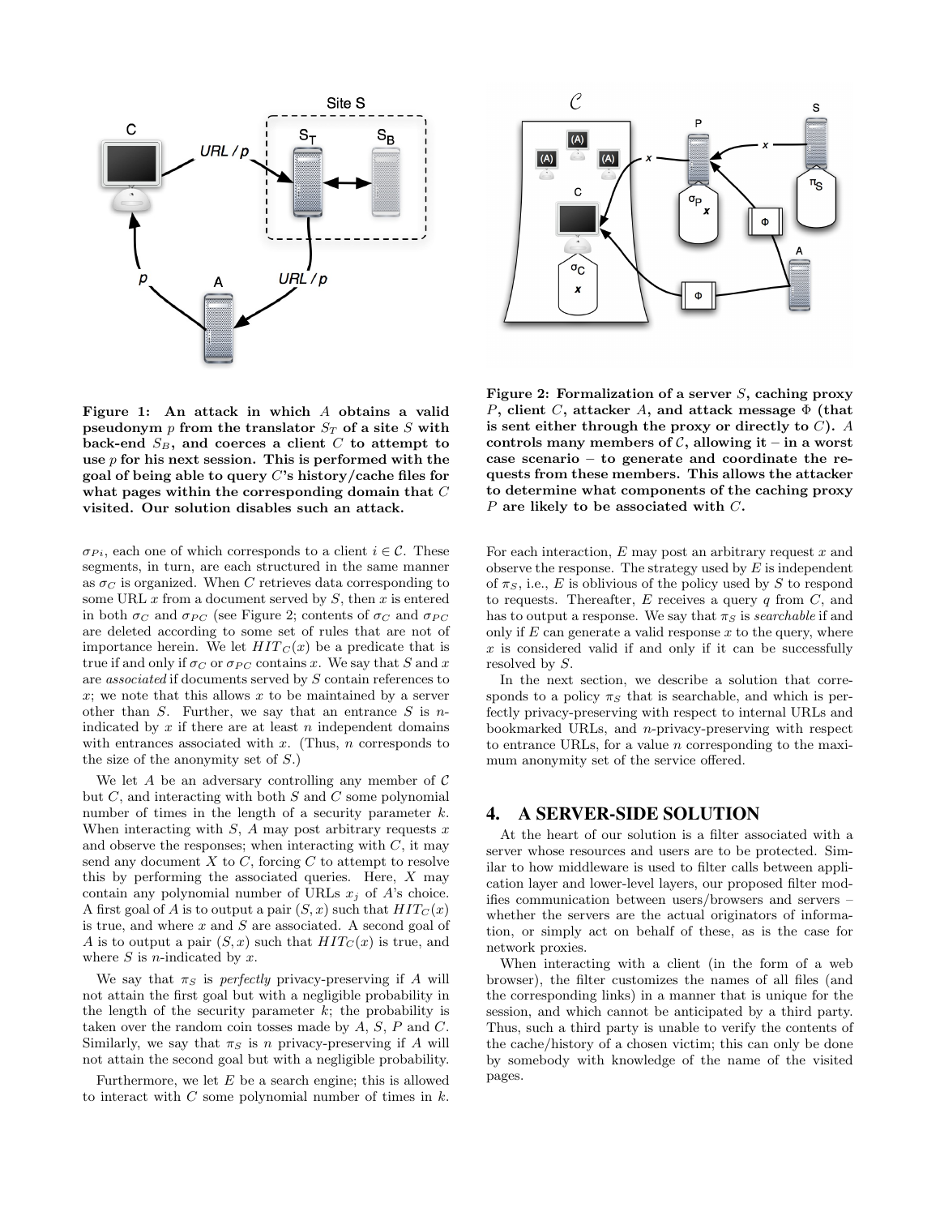Figure 1: An attack in which $A$ obtains a valid pseudonym $p$ from the translator $S_T$ of a site $S$ with back-end $S_B$, and coerces a client $C$ to attempt to use $p$ for his next session. This is performed with the goal of being able to query $C$'s history/cache files for what pages within the corresponding domain that $C$ visited. Our solution disables such an attack.

Figure 2: Formalization of a server $S$, caching proxy $P$, client $C$, attacker $A$, and attack message $\Phi$ (that is sent either through the proxy or directly to $C$). $A$ controls many members of $\mathcal{C}$, allowing it – in a worst case scenario – to generate and coordinate the requests from these members. This allows the attacker to determine what components of the caching proxy $P$ are likely to be associated with $C$.

$\sigma_{Pi}$, each one of which corresponds to a client $i \in \mathcal{C}$. These segments, in turn, are each structured in the same manner as $\sigma_C$ is organized. When $C$ retrieves data corresponding to some URL $x$ from a document served by $S$, then $x$ is entered in both $\sigma_C$ and $\sigma_{PC}$ (see Figure 2; contents of $\sigma_C$ and $\sigma_{PC}$ are deleted according to some set of rules that are not of importance herein. We let $HIT_C(x)$ be a predicate that is true if and only if $\sigma_C$ or $\sigma_{PC}$ contains $x$. We say that $S$ and $x$ are *associated* if documents served by $S$ contain references to $x$; we note that this allows $x$ to be maintained by a server other than $S$. Further, we say that an entrance $S$ is $n$-indicated by $x$ if there are at least $n$ independent domains with entrances associated with $x$. (Thus, $n$ corresponds to the size of the anonymity set of $S$.)

We let $A$ be an adversary controlling any member of $\mathcal{C}$ but $C$, and interacting with both $S$ and $C$ some polynomial number of times in the length of a security parameter $k$. When interacting with $S$, $A$ may post arbitrary requests $x$ and observe the responses; when interacting with $C$, it may send any document $X$ to $C$, forcing $C$ to attempt to resolve this by performing the associated queries. Here, $X$ may contain any polynomial number of URLs $x_j$ of $A$'s choice. A first goal of $A$ is to output a pair $(S, x)$ such that $HIT_C(x)$ is true, and where $x$ and $S$ are associated. A second goal of $A$ is to output a pair $(S, x)$ such that $HIT_C(x)$ is true, and where $S$ is $n$-indicated by $x$.

We say that $\pi_S$ is *perfectly* privacy-preserving if $A$ will not attain the first goal but with a negligible probability in the length of the security parameter $k$; the probability is taken over the random coin tosses made by $A$, $S$, $P$ and $C$. Similarly, we say that $\pi_S$ is $n$ privacy-preserving if $A$ will not attain the second goal but with a negligible probability.

Furthermore, we let $E$ be a search engine; this is allowed to interact with $C$ some polynomial number of times in $k$. For each interaction, $E$ may post an arbitrary request $x$ and observe the response. The strategy used by $E$ is independent of $\pi_S$, i.e., $E$ is oblivious of the policy used by $S$ to respond to requests. Thereafter, $E$ receives a query $q$ from $C$, and has to output a response. We say that $\pi_S$ is *searchable* if and only if $E$ can generate a valid response $x$ to the query, where $x$ is considered valid if and only if it can be successfully resolved by $S$.

In the next section, we describe a solution that corresponds to a policy $\pi_S$ that is searchable, and which is perfectly privacy-preserving with respect to internal URLs and bookmarked URLs, and $n$-privacy-preserving with respect to entrance URLs, for a value $n$ corresponding to the maximum anonymity set of the service offered.

## 4. A SERVER-SIDE SOLUTION

At the heart of our solution is a filter associated with a server whose resources and users are to be protected. Similar to how middleware is used to filter calls between application layer and lower-level layers, our proposed filter modifies communication between users/browsers and servers – whether the servers are the actual originators of information, or simply act on behalf of these, as is the case for network proxies.

When interacting with a client (in the form of a web browser), the filter customizes the names of all files (and the corresponding links) in a manner that is unique for the session, and which cannot be anticipated by a third party. Thus, such a third party is unable to verify the contents of the cache/history of a chosen victim; this can only be done by somebody with knowledge of the name of the visited pages.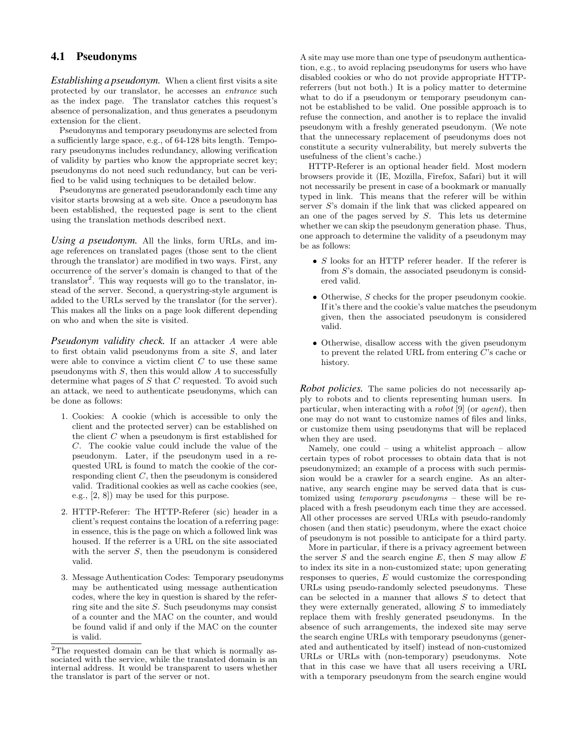## 4.1 Pseudonyms

***Establishing a pseudonym.*** When a client first visits a site protected by our translator, he accesses an *entrance* such as the index page. The translator catches this request's absence of personalization, and thus generates a pseudonym extension for the client.

Pseudonyms and temporary pseudonyms are selected from a sufficiently large space, e.g., of 64-128 bits length. Temporary pseudonyms includes redundancy, allowing verification of validity by parties who know the appropriate secret key; pseudonyms do not need such redundancy, but can be verified to be valid using techniques to be detailed below.

Pseudonyms are generated pseudorandomly each time any visitor starts browsing at a web site. Once a pseudonym has been established, the requested page is sent to the client using the translation methods described next.

***Using a pseudonym.*** All the links, form URLs, and image references on translated pages (those sent to the client through the translator) are modified in two ways. First, any occurrence of the server's domain is changed to that of the translator[2]. This way requests will go to the translator, instead of the server. Second, a querystring-style argument is added to the URLs served by the translator (for the server). This makes all the links on a page look different depending on who and when the site is visited.

***Pseudonym validity check.*** If an attacker $A$ were able to first obtain valid pseudonyms from a site $S$, and later were able to convince a victim client $C$ to use these same pseudonyms with $S$, then this would allow $A$ to successfully determine what pages of $S$ that $C$ requested. To avoid such an attack, we need to authenticate pseudonyms, which can be done as follows:

1. Cookies: A cookie (which is accessible to only the client and the protected server) can be established on the client $C$ when a pseudonym is first established for $C$. The cookie value could include the value of the pseudonym. Later, if the pseudonym used in a requested URL is found to match the cookie of the corresponding client $C$, then the pseudonym is considered valid. Traditional cookies as well as cache cookies (see, e.g., [2, 8]) may be used for this purpose.

2. HTTP-Referer: The HTTP-Referer (sic) header in a client's request contains the location of a referring page: in essence, this is the page on which a followed link was housed. If the referrer is a URL on the site associated with the server $S$, then the pseudonym is considered valid.

3. Message Authentication Codes: Temporary pseudonyms may be authenticated using message authentication codes, where the key in question is shared by the referring site and the site $S$. Such pseudonyms may consist of a counter and the MAC on the counter, and would be found valid if and only if the MAC on the counter is valid.

A site may use more than one type of pseudonym authentication, e.g., to avoid replacing pseudonyms for users who have disabled cookies or who do not provide appropriate HTTP-referrers (but not both.) It is a policy matter to determine what to do if a pseudonym or temporary pseudonym cannot be established to be valid. One possible approach is to refuse the connection, and another is to replace the invalid pseudonym with a freshly generated pseudonym. (We note that the unnecessary replacement of pseudonyms does not constitute a security vulnerability, but merely subverts the usefulness of the client's cache.)

HTTP-Referer is an optional header field. Most modern browsers provide it (IE, Mozilla, Firefox, Safari) but it will not necessarily be present in case of a bookmark or manually typed in link. This means that the referer will be within server $S$'s domain if the link that was clicked appeared on an one of the pages served by $S$. This lets us determine whether we can skip the pseudonym generation phase. Thus, one approach to determine the validity of a pseudonym may be as follows:

- $S$ looks for an HTTP referer header. If the referer is from $S$'s domain, the associated pseudonym is considered valid.
- Otherwise, $S$ checks for the proper pseudonym cookie. If it's there and the cookie's value matches the pseudonym given, then the associated pseudonym is considered valid.
- Otherwise, disallow access with the given pseudonym to prevent the related URL from entering $C$'s cache or history.

***Robot policies.*** The same policies do not necessarily apply to robots and to clients representing human users. In particular, when interacting with a *robot* [9] (or *agent*), then one may do not want to customize names of files and links, or customize them using pseudonyms that will be replaced when they are used.

Namely, one could – using a whitelist approach – allow certain types of robot processes to obtain data that is not pseudonymized; an example of a process with such permission would be a crawler for a search engine. As an alternative, any search engine may be served data that is customized using *temporary pseudonyms* – these will be replaced with a fresh pseudonym each time they are accessed. All other processes are served URLs with pseudo-randomly chosen (and then static) pseudonym, where the exact choice of pseudonym is not possible to anticipate for a third party.

More in particular, if there is a privacy agreement between the server $S$ and the search engine $E$, then $S$ may allow $E$ to index its site in a non-customized state; upon generating responses to queries, $E$ would customize the corresponding URLs using pseudo-randomly selected pseudonyms. These can be selected in a manner that allows $S$ to detect that they were externally generated, allowing $S$ to immediately replace them with freshly generated pseudonyms. In the absence of such arrangements, the indexed site may serve the search engine URLs with temporary pseudonyms (generated and authenticated by itself) instead of non-customized URLs or URLs with (non-temporary) pseudonyms. Note that in this case we have that all users receiving a URL with a temporary pseudonym from the search engine would

[2]The requested domain can be that which is normally associated with the service, while the translated domain is an internal address. It would be transparent to users whether the translator is part of the server or not.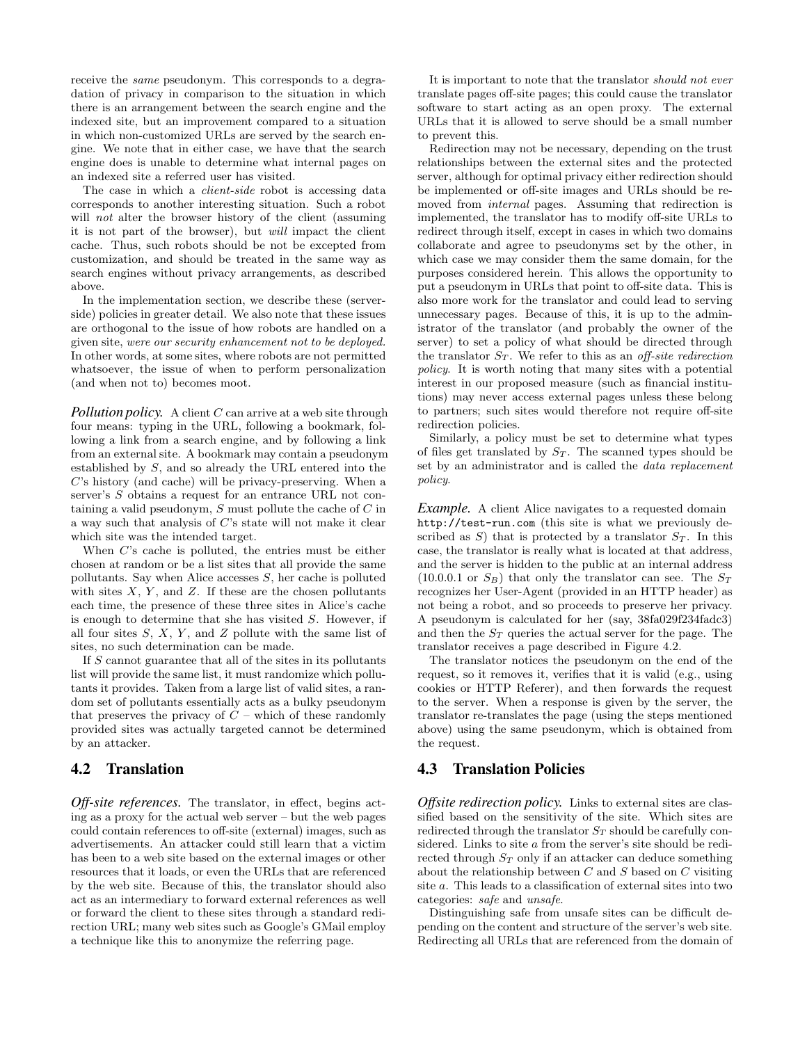receive the *same* pseudonym. This corresponds to a degradation of privacy in comparison to the situation in which there is an arrangement between the search engine and the indexed site, but an improvement compared to a situation in which non-customized URLs are served by the search engine. We note that in either case, we have that the search engine does is unable to determine what internal pages on an indexed site a referred user has visited.

The case in which a *client-side* robot is accessing data corresponds to another interesting situation. Such a robot will *not* alter the browser history of the client (assuming it is not part of the browser), but *will* impact the client cache. Thus, such robots should be not be excepted from customization, and should be treated in the same way as search engines without privacy arrangements, as described above.

In the implementation section, we describe these (server-side) policies in greater detail. We also note that these issues are orthogonal to the issue of how robots are handled on a given site, *were our security enhancement not to be deployed.* In other words, at some sites, where robots are not permitted whatsoever, the issue of when to perform personalization (and when not to) becomes moot.

***Pollution policy.*** A client $C$ can arrive at a web site through four means: typing in the URL, following a bookmark, following a link from a search engine, and by following a link from an external site. A bookmark may contain a pseudonym established by $S$, and so already the URL entered into the $C$'s history (and cache) will be privacy-preserving. When a server's $S$ obtains a request for an entrance URL not containing a valid pseudonym, $S$ must pollute the cache of $C$ in a way such that analysis of $C$'s state will not make it clear which site was the intended target.

When $C$'s cache is polluted, the entries must be either chosen at random or be a list sites that all provide the same pollutants. Say when Alice accesses $S$, her cache is polluted with sites $X$, $Y$, and $Z$. If these are the chosen pollutants each time, the presence of these three sites in Alice's cache is enough to determine that she has visited $S$. However, if all four sites $S$, $X$, $Y$, and $Z$ pollute with the same list of sites, no such determination can be made.

If $S$ cannot guarantee that all of the sites in its pollutants list will provide the same list, it must randomize which pollutants it provides. Taken from a large list of valid sites, a random set of pollutants essentially acts as a bulky pseudonym that preserves the privacy of $C$ – which of these randomly provided sites was actually targeted cannot be determined by an attacker.

## 4.2 Translation

***Off-site references.*** The translator, in effect, begins acting as a proxy for the actual web server – but the web pages could contain references to off-site (external) images, such as advertisements. An attacker could still learn that a victim has been to a web site based on the external images or other resources that it loads, or even the URLs that are referenced by the web site. Because of this, the translator should also act as an intermediary to forward external references as well or forward the client to these sites through a standard redirection URL; many web sites such as Google's GMail employ a technique like this to anonymize the referring page.

It is important to note that the translator *should not ever* translate pages off-site pages; this could cause the translator software to start acting as an open proxy. The external URLs that it is allowed to serve should be a small number to prevent this.

Redirection may not be necessary, depending on the trust relationships between the external sites and the protected server, although for optimal privacy either redirection should be implemented or off-site images and URLs should be removed from *internal* pages. Assuming that redirection is implemented, the translator has to modify off-site URLs to redirect through itself, except in cases in which two domains collaborate and agree to pseudonyms set by the other, in which case we may consider them the same domain, for the purposes considered herein. This allows the opportunity to put a pseudonym in URLs that point to off-site data. This is also more work for the translator and could lead to serving unnecessary pages. Because of this, it is up to the administrator of the translator (and probably the owner of the server) to set a policy of what should be directed through the translator $S_T$. We refer to this as an *off-site redirection policy*. It is worth noting that many sites with a potential interest in our proposed measure (such as financial institutions) may never access external pages unless these belong to partners; such sites would therefore not require off-site redirection policies.

Similarly, a policy must be set to determine what types of files get translated by $S_T$. The scanned types should be set by an administrator and is called the *data replacement policy*.

***Example.*** A client Alice navigates to a requested domain `http://test-run.com` (this site is what we previously described as $S$) that is protected by a translator $S_T$. In this case, the translator is really what is located at that address, and the server is hidden to the public at an internal address (10.0.0.1 or $S_B$) that only the translator can see. The $S_T$ recognizes her User-Agent (provided in an HTTP header) as not being a robot, and so proceeds to preserve her privacy. A pseudonym is calculated for her (say, 38fa029f234fadc3) and then the $S_T$ queries the actual server for the page. The translator receives a page described in Figure 4.2.

The translator notices the pseudonym on the end of the request, so it removes it, verifies that it is valid (e.g., using cookies or HTTP Referer), and then forwards the request to the server. When a response is given by the server, the translator re-translates the page (using the steps mentioned above) using the same pseudonym, which is obtained from the request.

## 4.3 Translation Policies

***Offsite redirection policy.*** Links to external sites are classified based on the sensitivity of the site. Which sites are redirected through the translator $S_T$ should be carefully considered. Links to site $a$ from the server's site should be redirected through $S_T$ only if an attacker can deduce something about the relationship between $C$ and $S$ based on $C$ visiting site $a$. This leads to a classification of external sites into two categories: *safe* and *unsafe*.

Distinguishing safe from unsafe sites can be difficult depending on the content and structure of the server's web site. Redirecting all URLs that are referenced from the domain of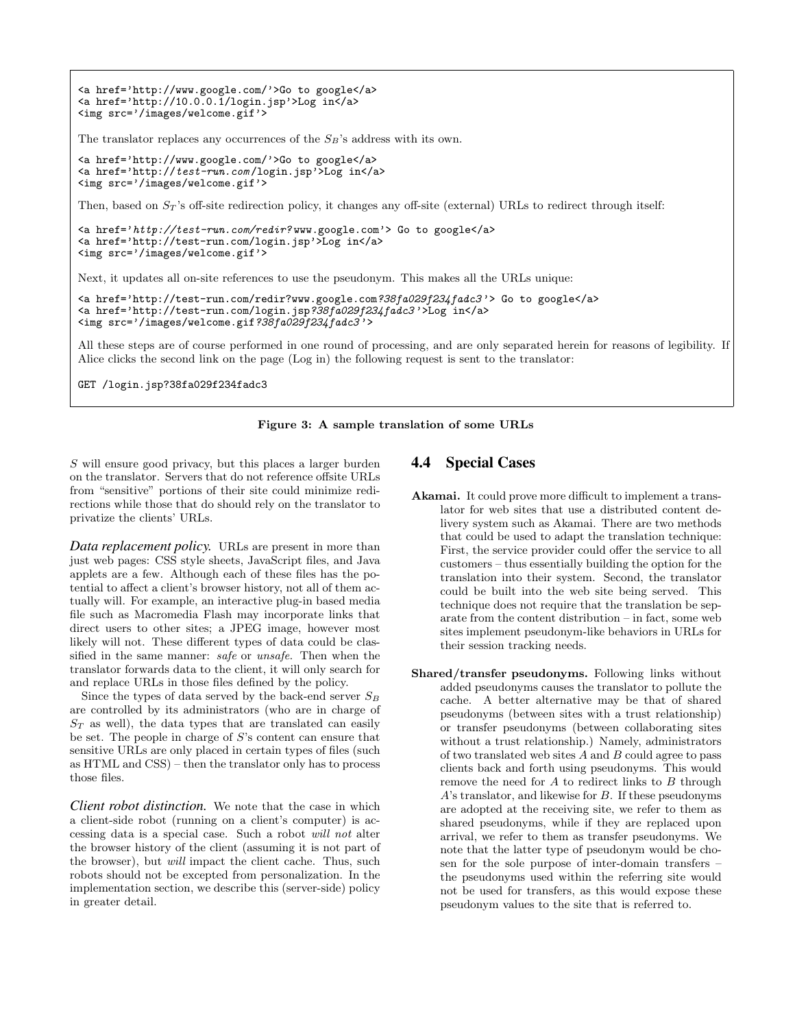```
<a href='http://www.google.com/'>Go to google</a>
<a href='http://10.0.0.1/login.jsp'>Log in</a>
<img src='/images/welcome.gif'>
```

The translator replaces any occurrences of the $S_B$'s address with its own.

```
<a href='http://www.google.com/'>Go to google</a>
<a href='http://test-run.com/login.jsp'>Log in</a>
<img src='/images/welcome.gif'>
```

Then, based on $S_T$'s off-site redirection policy, it changes any off-site (external) URLs to redirect through itself:

```
<a href='http://test-run.com/redir?www.google.com'> Go to google</a>
<a href='http://test-run.com/login.jsp'>Log in</a>
<img src='/images/welcome.gif'>
```

Next, it updates all on-site references to use the pseudonym. This makes all the URLs unique:

```
<a href='http://test-run.com/redir?www.google.com?38fa029f234fadc3'> Go to google</a>
<a href='http://test-run.com/login.jsp?38fa029f234fadc3'>Log in</a>
<img src='/images/welcome.gif?38fa029f234fadc3'>
```

All these steps are of course performed in one round of processing, and are only separated herein for reasons of legibility. If Alice clicks the second link on the page (Log in) the following request is sent to the translator:

```
GET /login.jsp?38fa029f234fadc3
```

**Figure 3: A sample translation of some URLs**

$S$ will ensure good privacy, but this places a larger burden on the translator. Servers that do not reference offsite URLs from "sensitive" portions of their site could minimize redirections while those that do should rely on the translator to privatize the clients' URLs.

***Data replacement policy.*** URLs are present in more than just web pages: CSS style sheets, JavaScript files, and Java applets are a few. Although each of these files has the potential to affect a client's browser history, not all of them actually will. For example, an interactive plug-in based media file such as Macromedia Flash may incorporate links that direct users to other sites; a JPEG image, however most likely will not. These different types of data could be classified in the same manner: *safe* or *unsafe*. Then when the translator forwards data to the client, it will only search for and replace URLs in those files defined by the policy.

Since the types of data served by the back-end server $S_B$ are controlled by its administrators (who are in charge of $S_T$ as well), the data types that are translated can easily be set. The people in charge of $S$'s content can ensure that sensitive URLs are only placed in certain types of files (such as HTML and CSS) – then the translator only has to process those files.

***Client robot distinction.*** We note that the case in which a client-side robot (running on a client's computer) is accessing data is a special case. Such a robot *will not* alter the browser history of the client (assuming it is not part of the browser), but *will* impact the client cache. Thus, such robots should not be excepted from personalization. In the implementation section, we describe this (server-side) policy in greater detail.

## 4.4 Special Cases

**Akamai.** It could prove more difficult to implement a translator for web sites that use a distributed content delivery system such as Akamai. There are two methods that could be used to adapt the translation technique: First, the service provider could offer the service to all customers – thus essentially building the option for the translation into their system. Second, the translator could be built into the web site being served. This technique does not require that the translation be separate from the content distribution – in fact, some web sites implement pseudonym-like behaviors in URLs for their session tracking needs.

**Shared/transfer pseudonyms.** Following links without added pseudonyms causes the translator to pollute the cache. A better alternative may be that of shared pseudonyms (between sites with a trust relationship) or transfer pseudonyms (between collaborating sites without a trust relationship.) Namely, administrators of two translated web sites $A$ and $B$ could agree to pass clients back and forth using pseudonyms. This would remove the need for $A$ to redirect links to $B$ through $A$'s translator, and likewise for $B$. If these pseudonyms are adopted at the receiving site, we refer to them as shared pseudonyms, while if they are replaced upon arrival, we refer to them as transfer pseudonyms. We note that the latter type of pseudonym would be chosen for the sole purpose of inter-domain transfers – the pseudonyms used within the referring site would not be used for transfers, as this would expose these pseudonym values to the site that is referred to.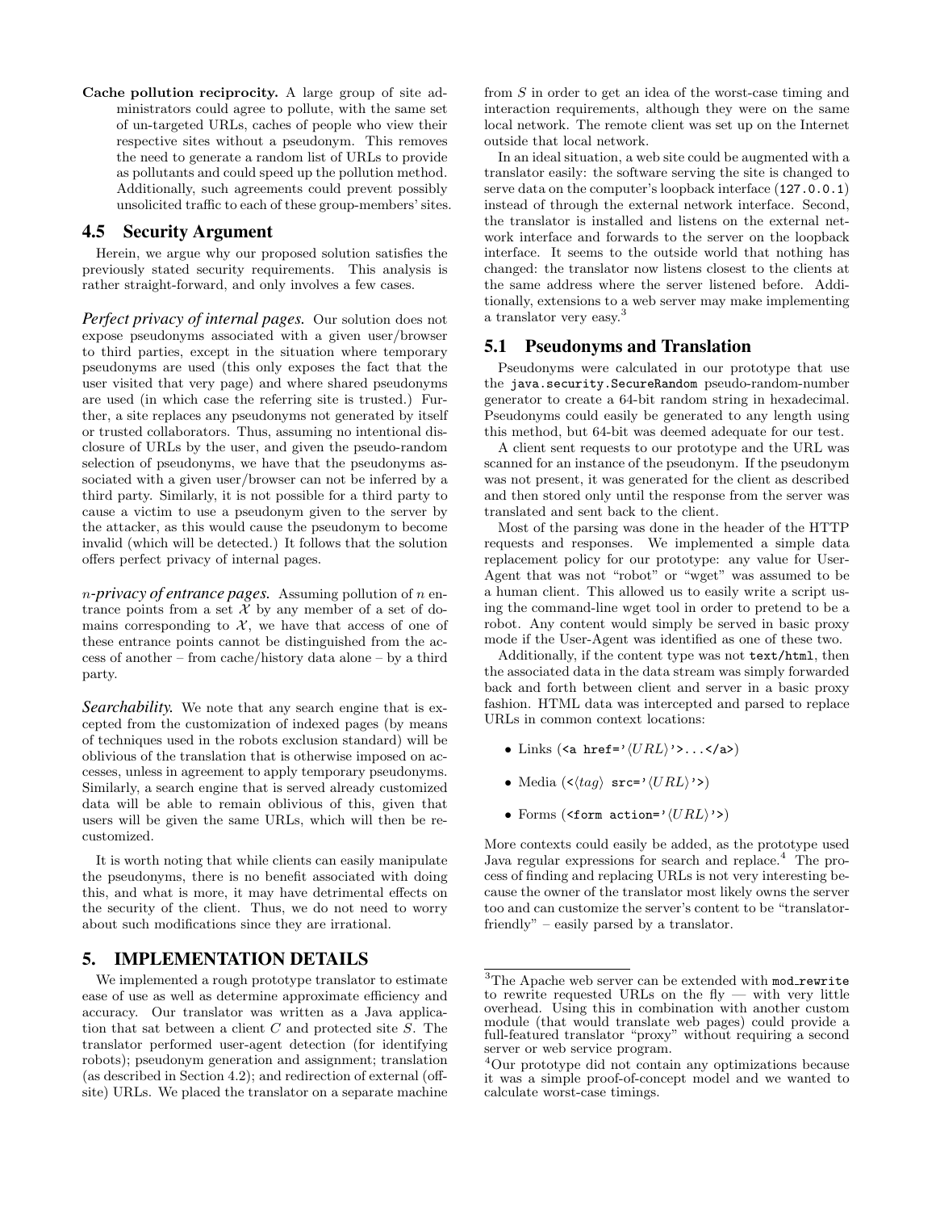**Cache pollution reciprocity.** A large group of site administrators could agree to pollute, with the same set of un-targeted URLs, caches of people who view their respective sites without a pseudonym. This removes the need to generate a random list of URLs to provide as pollutants and could speed up the pollution method. Additionally, such agreements could prevent possibly unsolicited traffic to each of these group-members' sites.

### 4.5 Security Argument

Herein, we argue why our proposed solution satisfies the previously stated security requirements. This analysis is rather straight-forward, and only involves a few cases.

***Perfect privacy of internal pages.*** Our solution does not expose pseudonyms associated with a given user/browser to third parties, except in the situation where temporary pseudonyms are used (this only exposes the fact that the user visited that very page) and where shared pseudonyms are used (in which case the referring site is trusted.) Further, a site replaces any pseudonyms not generated by itself or trusted collaborators. Thus, assuming no intentional disclosure of URLs by the user, and given the pseudo-random selection of pseudonyms, we have that the pseudonyms associated with a given user/browser can not be inferred by a third party. Similarly, it is not possible for a third party to cause a victim to use a pseudonym given to the server by the attacker, as this would cause the pseudonym to become invalid (which will be detected.) It follows that the solution offers perfect privacy of internal pages.

***$n$-privacy of entrance pages.*** Assuming pollution of $n$ entrance points from a set $\mathcal{X}$ by any member of a set of domains corresponding to $\mathcal{X}$, we have that access of one of these entrance points cannot be distinguished from the access of another – from cache/history data alone – by a third party.

***Searchability.*** We note that any search engine that is excepted from the customization of indexed pages (by means of techniques used in the robots exclusion standard) will be oblivious of the translation that is otherwise imposed on accesses, unless in agreement to apply temporary pseudonyms. Similarly, a search engine that is served already customized data will be able to remain oblivious of this, given that users will be given the same URLs, which will then be re-customized.

It is worth noting that while clients can easily manipulate the pseudonyms, there is no benefit associated with doing this, and what is more, it may have detrimental effects on the security of the client. Thus, we do not need to worry about such modifications since they are irrational.

## 5. IMPLEMENTATION DETAILS

We implemented a rough prototype translator to estimate ease of use as well as determine approximate efficiency and accuracy. Our translator was written as a Java application that sat between a client $C$ and protected site $S$. The translator performed user-agent detection (for identifying robots); pseudonym generation and assignment; translation (as described in Section 4.2); and redirection of external (off-site) URLs. We placed the translator on a separate machine from $S$ in order to get an idea of the worst-case timing and interaction requirements, although they were on the same local network. The remote client was set up on the Internet outside that local network.

In an ideal situation, a web site could be augmented with a translator easily: the software serving the site is changed to serve data on the computer's loopback interface (`127.0.0.1`) instead of through the external network interface. Second, the translator is installed and listens on the external network interface and forwards to the server on the loopback interface. It seems to the outside world that nothing has changed: the translator now listens closest to the clients at the same address where the server listened before. Additionally, extensions to a web server may make implementing a translator very easy.[3]

### 5.1 Pseudonyms and Translation

Pseudonyms were calculated in our prototype that use the `java.security.SecureRandom` pseudo-random-number generator to create a 64-bit random string in hexadecimal. Pseudonyms could easily be generated to any length using this method, but 64-bit was deemed adequate for our test.

A client sent requests to our prototype and the URL was scanned for an instance of the pseudonym. If the pseudonym was not present, it was generated for the client as described and then stored only until the response from the server was translated and sent back to the client.

Most of the parsing was done in the header of the HTTP requests and responses. We implemented a simple data replacement policy for our prototype: any value for User-Agent that was not "robot" or "wget" was assumed to be a human client. This allowed us to easily write a script using the command-line wget tool in order to pretend to be a robot. Any content would simply be served in basic proxy mode if the User-Agent was identified as one of these two.

Additionally, if the content type was not `text/html`, then the associated data in the data stream was simply forwarded back and forth between client and server in a basic proxy fashion. HTML data was intercepted and parsed to replace URLs in common context locations:

- Links (`<a href='`$\langle URL \rangle$`'>...</a>`)
- Media (`<`$\langle tag \rangle$` src='`$\langle URL \rangle$`'>`)
- Forms (`<form action='`$\langle URL \rangle$`'>`)

More contexts could easily be added, as the prototype used Java regular expressions for search and replace.[4] The process of finding and replacing URLs is not very interesting because the owner of the translator most likely owns the server too and can customize the server's content to be "translator-friendly" – easily parsed by a translator.

---

[3] The Apache web server can be extended with `mod_rewrite` to rewrite requested URLs on the fly — with very little overhead. Using this in combination with another custom module (that would translate web pages) could provide a full-featured translator "proxy" without requiring a second server or web service program.

[4] Our prototype did not contain any optimizations because it was a simple proof-of-concept model and we wanted to calculate worst-case timings.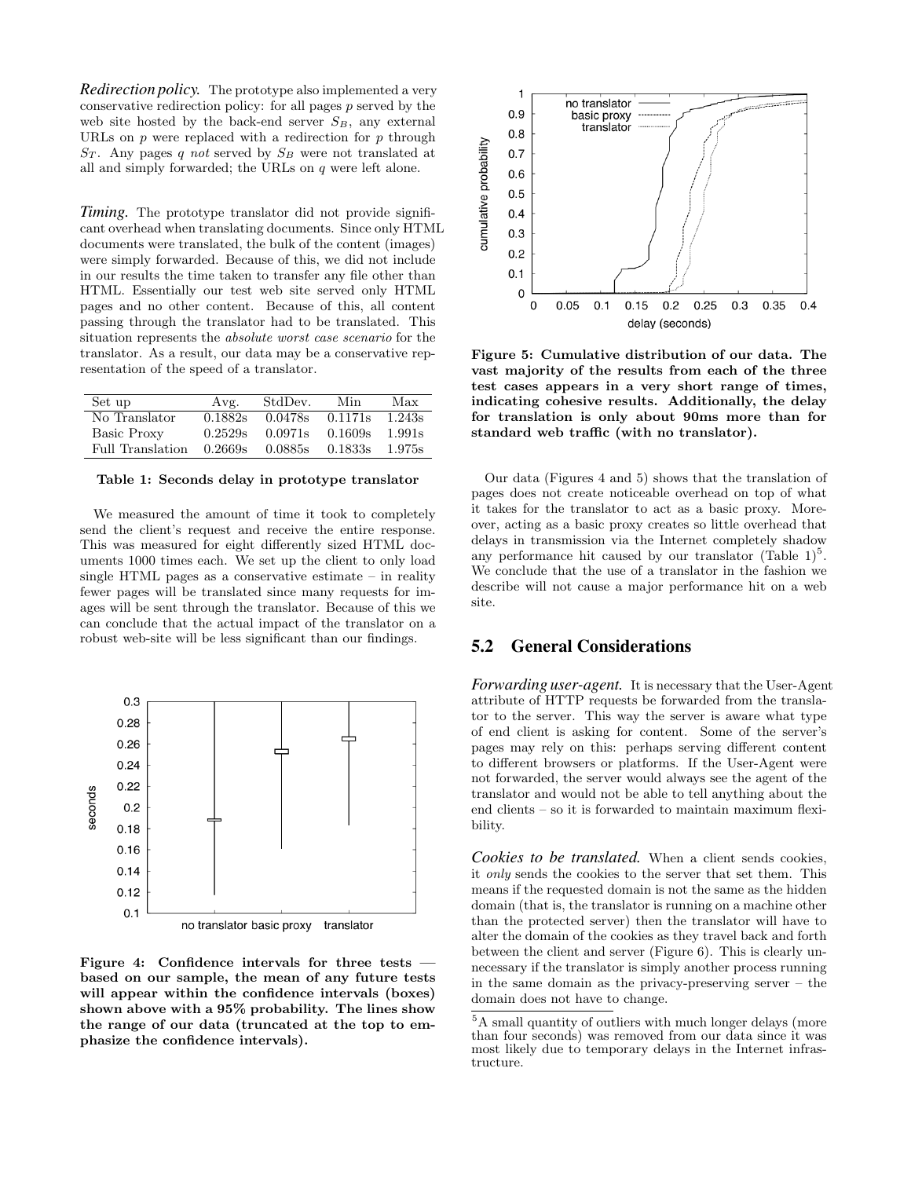***Redirection policy.*** The prototype also implemented a very conservative redirection policy: for all pages $p$ served by the web site hosted by the back-end server $S_B$, any external URLs on $p$ were replaced with a redirection for $p$ through $S_T$. Any pages $q$ *not* served by $S_B$ were not translated at all and simply forwarded; the URLs on $q$ were left alone.

***Timing.*** The prototype translator did not provide significant overhead when translating documents. Since only HTML documents were translated, the bulk of the content (images) were simply forwarded. Because of this, we did not include in our results the time taken to transfer any file other than HTML. Essentially our test web site served only HTML pages and no other content. Because of this, all content passing through the translator had to be translated. This situation represents the *absolute worst case scenario* for the translator. As a result, our data may be a conservative representation of the speed of a translator.

| Set up | Avg. | StdDev. | Min | Max |
|---|---|---|---|---|
| No Translator | 0.1882s | 0.0478s | 0.1171s | 1.243s |
| Basic Proxy | 0.2529s | 0.0971s | 0.1609s | 1.991s |
| Full Translation | 0.2669s | 0.0885s | 0.1833s | 1.975s |

**Table 1: Seconds delay in prototype translator**

We measured the amount of time it took to completely send the client's request and receive the entire response. This was measured for eight differently sized HTML documents 1000 times each. We set up the client to only load single HTML pages as a conservative estimate – in reality fewer pages will be translated since many requests for images will be sent through the translator. Because of this we can conclude that the actual impact of the translator on a robust web-site will be less significant than our findings.

0.3
0.28
0.26
0.24
0.22
0.2
0.18
0.16
0.14
0.12
0.1
seconds
no translator basic proxy translator

**Figure 4: Confidence intervals for three tests — based on our sample, the mean of any future tests will appear within the confidence intervals (boxes) shown above with a 95% probability. The lines show the range of our data (truncated at the top to emphasize the confidence intervals).**

1
0.9
0.8
0.7
0.6
0.5
0.4
0.3
0.2
0.1
0
cumulative probability
no translator
basic proxy
translator
0 0.05 0.1 0.15 0.2 0.25 0.3 0.35 0.4
delay (seconds)

**Figure 5: Cumulative distribution of our data. The vast majority of the results from each of the three test cases appears in a very short range of times, indicating cohesive results. Additionally, the delay for translation is only about 90ms more than for standard web traffic (with no translator).**

Our data (Figures 4 and 5) shows that the translation of pages does not create noticeable overhead on top of what it takes for the translator to act as a basic proxy. Moreover, acting as a basic proxy creates so little overhead that delays in transmission via the Internet completely shadow any performance hit caused by our translator (Table 1)[5]. We conclude that the use of a translator in the fashion we describe will not cause a major performance hit on a web site.

## 5.2 General Considerations

***Forwarding user-agent.*** It is necessary that the User-Agent attribute of HTTP requests be forwarded from the translator to the server. This way the server is aware what type of end client is asking for content. Some of the server's pages may rely on this: perhaps serving different content to different browsers or platforms. If the User-Agent were not forwarded, the server would always see the agent of the translator and would not be able to tell anything about the end clients – so it is forwarded to maintain maximum flexibility.

***Cookies to be translated.*** When a client sends cookies, it *only* sends the cookies to the server that set them. This means if the requested domain is not the same as the hidden domain (that is, the translator is running on a machine other than the protected server) then the translator will have to alter the domain of the cookies as they travel back and forth between the client and server (Figure 6). This is clearly unnecessary if the translator is simply another process running in the same domain as the privacy-preserving server – the domain does not have to change.

[5] A small quantity of outliers with much longer delays (more than four seconds) was removed from our data since it was most likely due to temporary delays in the Internet infrastructure.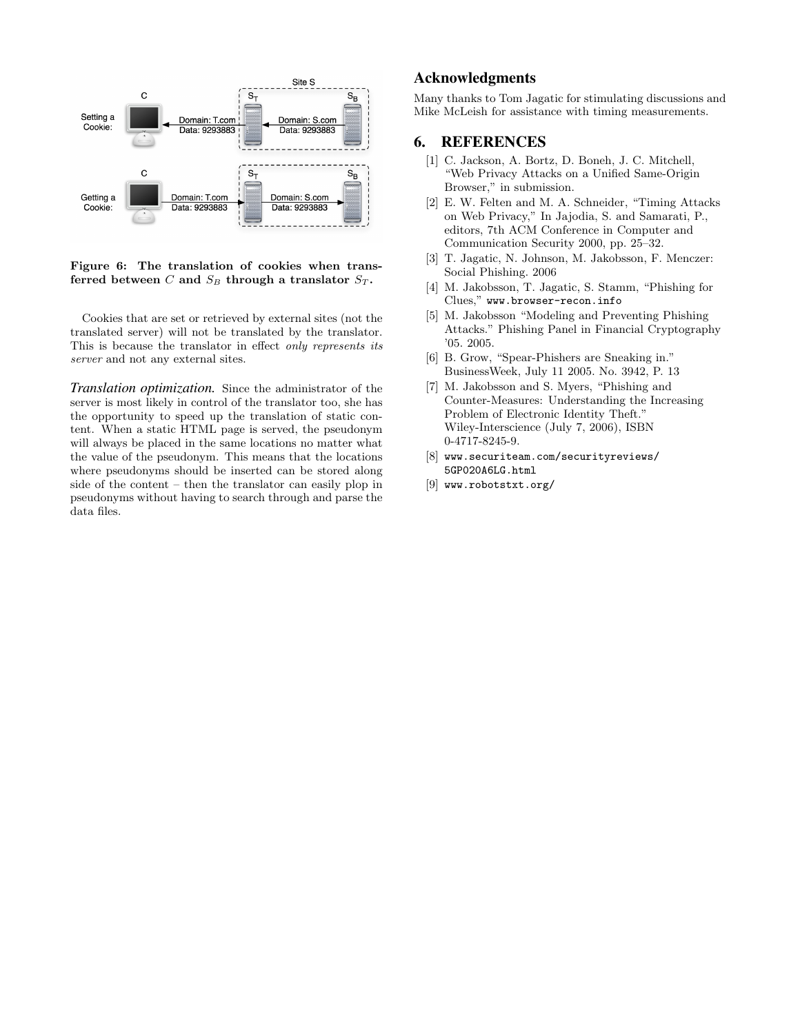Setting a Cookie:

C

Domain: T.com
Data: 9293883

Site S

$S_T$

Domain: S.com
Data: 9293883

$S_B$

Getting a Cookie:

C

Domain: T.com
Data: 9293883

$S_T$

Domain: S.com
Data: 9293883

$S_B$

**Figure 6: The translation of cookies when transferred between $C$ and $S_B$ through a translator $S_T$.**

Cookies that are set or retrieved by external sites (not the translated server) will not be translated by the translator. This is because the translator in effect *only represents its server* and not any external sites.

***Translation optimization.*** Since the administrator of the server is most likely in control of the translator too, she has the opportunity to speed up the translation of static content. When a static HTML page is served, the pseudonym will always be placed in the same locations no matter what the value of the pseudonym. This means that the locations where pseudonyms should be inserted can be stored along side of the content – then the translator can easily plop in pseudonyms without having to search through and parse the data files.

## Acknowledgments

Many thanks to Tom Jagatic for stimulating discussions and Mike McLeish for assistance with timing measurements.

## 6. REFERENCES

[1] C. Jackson, A. Bortz, D. Boneh, J. C. Mitchell, "Web Privacy Attacks on a Unified Same-Origin Browser," in submission.

[2] E. W. Felten and M. A. Schneider, "Timing Attacks on Web Privacy," In Jajodia, S. and Samarati, P., editors, 7th ACM Conference in Computer and Communication Security 2000, pp. 25–32.

[3] T. Jagatic, N. Johnson, M. Jakobsson, F. Menczer: Social Phishing. 2006

[4] M. Jakobsson, T. Jagatic, S. Stamm, "Phishing for Clues," www.browser-recon.info

[5] M. Jakobsson "Modeling and Preventing Phishing Attacks." Phishing Panel in Financial Cryptography '05. 2005.

[6] B. Grow, "Spear-Phishers are Sneaking in." BusinessWeek, July 11 2005. No. 3942, P. 13

[7] M. Jakobsson and S. Myers, "Phishing and Counter-Measures: Understanding the Increasing Problem of Electronic Identity Theft." Wiley-Interscience (July 7, 2006), ISBN 0-4717-8245-9.

[8] www.securiteam.com/securityreviews/5GP020A6LG.html

[9] www.robotstxt.org/